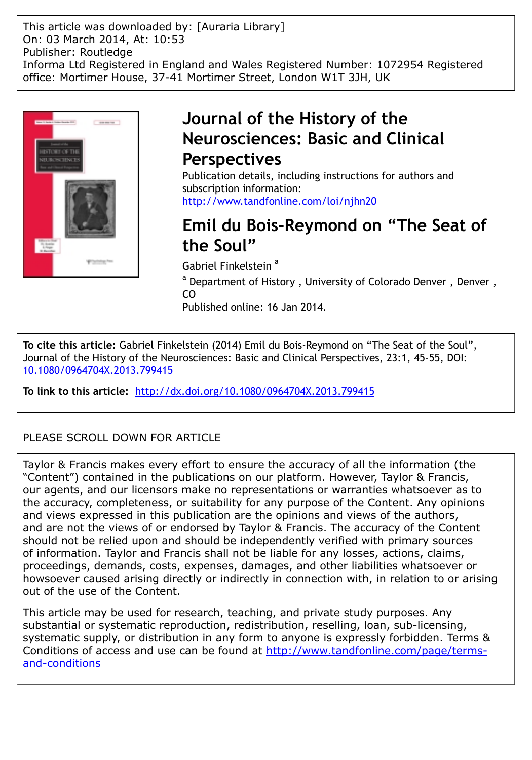This article was downloaded by: [Auraria Library]
On: 03 March 2014, At: 10:53
Publisher: Routledge
Informa Ltd Registered in England and Wales Registered Number: 1072954 Registered office: Mortimer House, 37-41 Mortimer Street, London W1T 3JH, UK

# Journal of the History of the Neurosciences: Basic and Clinical Perspectives

Publication details, including instructions for authors and subscription information:
http://www.tandfonline.com/loi/njhn20

# Emil du Bois-Reymond on "The Seat of the Soul"

Gabriel Finkelstein [a]

[a] Department of History , University of Colorado Denver , Denver , CO

Published online: 16 Jan 2014.

**To cite this article:** Gabriel Finkelstein (2014) Emil du Bois-Reymond on "The Seat of the Soul", Journal of the History of the Neurosciences: Basic and Clinical Perspectives, 23:1, 45-55, DOI: 10.1080/0964704X.2013.799415

**To link to this article:** http://dx.doi.org/10.1080/0964704X.2013.799415

PLEASE SCROLL DOWN FOR ARTICLE

Taylor & Francis makes every effort to ensure the accuracy of all the information (the "Content") contained in the publications on our platform. However, Taylor & Francis, our agents, and our licensors make no representations or warranties whatsoever as to the accuracy, completeness, or suitability for any purpose of the Content. Any opinions and views expressed in this publication are the opinions and views of the authors, and are not the views of or endorsed by Taylor & Francis. The accuracy of the Content should not be relied upon and should be independently verified with primary sources of information. Taylor and Francis shall not be liable for any losses, actions, claims, proceedings, demands, costs, expenses, damages, and other liabilities whatsoever or howsoever caused arising directly or indirectly in connection with, in relation to or arising out of the use of the Content.

This article may be used for research, teaching, and private study purposes. Any substantial or systematic reproduction, redistribution, reselling, loan, sub-licensing, systematic supply, or distribution in any form to anyone is expressly forbidden. Terms & Conditions of access and use can be found at http://www.tandfonline.com/page/terms-and-conditions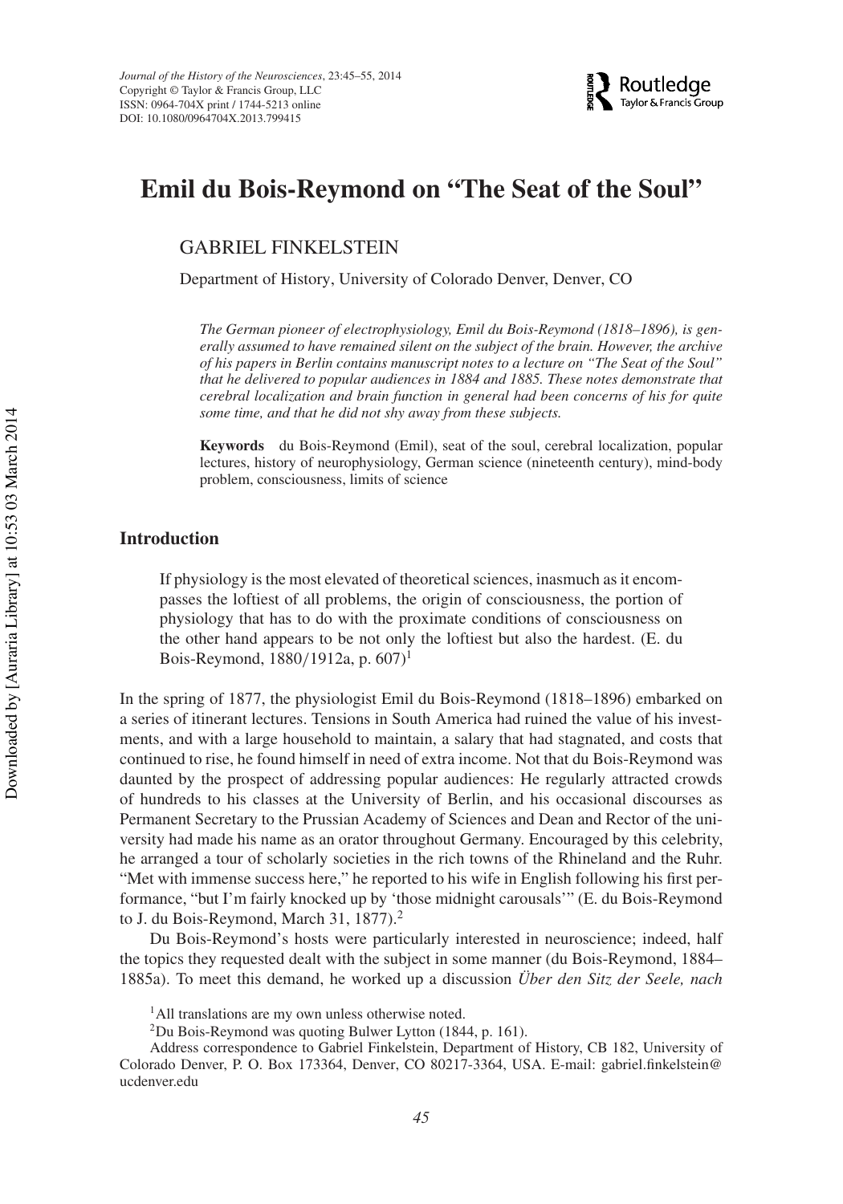# Emil du Bois-Reymond on "The Seat of the Soul"

GABRIEL FINKELSTEIN

Department of History, University of Colorado Denver, Denver, CO

*The German pioneer of electrophysiology, Emil du Bois-Reymond (1818–1896), is generally assumed to have remained silent on the subject of the brain. However, the archive of his papers in Berlin contains manuscript notes to a lecture on "The Seat of the Soul" that he delivered to popular audiences in 1884 and 1885. These notes demonstrate that cerebral localization and brain function in general had been concerns of his for quite some time, and that he did not shy away from these subjects.*

**Keywords** du Bois-Reymond (Emil), seat of the soul, cerebral localization, popular lectures, history of neurophysiology, German science (nineteenth century), mind-body problem, consciousness, limits of science

## Introduction

> If physiology is the most elevated of theoretical sciences, inasmuch as it encompasses the loftiest of all problems, the origin of consciousness, the portion of physiology that has to do with the proximate conditions of consciousness on the other hand appears to be not only the loftiest but also the hardest. (E. du Bois-Reymond, 1880/1912a, p. 607)[1]

In the spring of 1877, the physiologist Emil du Bois-Reymond (1818–1896) embarked on a series of itinerant lectures. Tensions in South America had ruined the value of his investments, and with a large household to maintain, a salary that had stagnated, and costs that continued to rise, he found himself in need of extra income. Not that du Bois-Reymond was daunted by the prospect of addressing popular audiences: He regularly attracted crowds of hundreds to his classes at the University of Berlin, and his occasional discourses as Permanent Secretary to the Prussian Academy of Sciences and Dean and Rector of the university had made his name as an orator throughout Germany. Encouraged by this celebrity, he arranged a tour of scholarly societies in the rich towns of the Rhineland and the Ruhr. "Met with immense success here," he reported to his wife in English following his first performance, "but I'm fairly knocked up by 'those midnight carousals'" (E. du Bois-Reymond to J. du Bois-Reymond, March 31, 1877).[2]

Du Bois-Reymond's hosts were particularly interested in neuroscience; indeed, half the topics they requested dealt with the subject in some manner (du Bois-Reymond, 1884–1885a). To meet this demand, he worked up a discussion *Über den Sitz der Seele, nach*

[1] All translations are my own unless otherwise noted.

[2] Du Bois-Reymond was quoting Bulwer Lytton (1844, p. 161).

Address correspondence to Gabriel Finkelstein, Department of History, CB 182, University of Colorado Denver, P. O. Box 173364, Denver, CO 80217-3364, USA. E-mail: gabriel.finkelstein@ucdenver.edu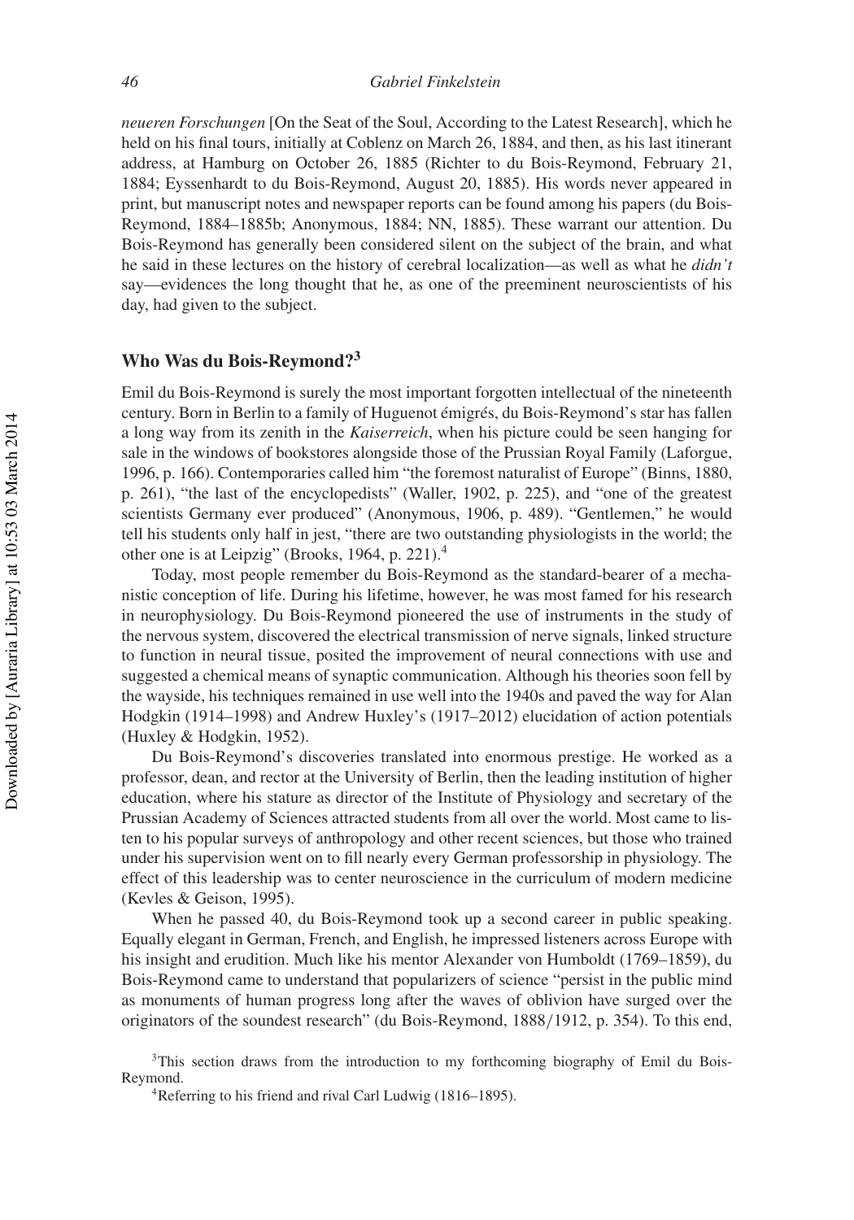*neueren Forschungen* [On the Seat of the Soul, According to the Latest Research], which he held on his final tours, initially at Coblenz on March 26, 1884, and then, as his last itinerant address, at Hamburg on October 26, 1885 (Richter to du Bois-Reymond, February 21, 1884; Eyssenhardt to du Bois-Reymond, August 20, 1885). His words never appeared in print, but manuscript notes and newspaper reports can be found among his papers (du Bois-Reymond, 1884–1885b; Anonymous, 1884; NN, 1885). These warrant our attention. Du Bois-Reymond has generally been considered silent on the subject of the brain, and what he said in these lectures on the history of cerebral localization—as well as what he *didn't* say—evidences the long thought that he, as one of the preeminent neuroscientists of his day, had given to the subject.

## Who Was du Bois-Reymond?[3]

Emil du Bois-Reymond is surely the most important forgotten intellectual of the nineteenth century. Born in Berlin to a family of Huguenot émigrés, du Bois-Reymond's star has fallen a long way from its zenith in the *Kaiserreich*, when his picture could be seen hanging for sale in the windows of bookstores alongside those of the Prussian Royal Family (Laforgue, 1996, p. 166). Contemporaries called him "the foremost naturalist of Europe" (Binns, 1880, p. 261), "the last of the encyclopedists" (Waller, 1902, p. 225), and "one of the greatest scientists Germany ever produced" (Anonymous, 1906, p. 489). "Gentlemen," he would tell his students only half in jest, "there are two outstanding physiologists in the world; the other one is at Leipzig" (Brooks, 1964, p. 221).[4]

Today, most people remember du Bois-Reymond as the standard-bearer of a mechanistic conception of life. During his lifetime, however, he was most famed for his research in neurophysiology. Du Bois-Reymond pioneered the use of instruments in the study of the nervous system, discovered the electrical transmission of nerve signals, linked structure to function in neural tissue, posited the improvement of neural connections with use and suggested a chemical means of synaptic communication. Although his theories soon fell by the wayside, his techniques remained in use well into the 1940s and paved the way for Alan Hodgkin (1914–1998) and Andrew Huxley's (1917–2012) elucidation of action potentials (Huxley & Hodgkin, 1952).

Du Bois-Reymond's discoveries translated into enormous prestige. He worked as a professor, dean, and rector at the University of Berlin, then the leading institution of higher education, where his stature as director of the Institute of Physiology and secretary of the Prussian Academy of Sciences attracted students from all over the world. Most came to listen to his popular surveys of anthropology and other recent sciences, but those who trained under his supervision went on to fill nearly every German professorship in physiology. The effect of this leadership was to center neuroscience in the curriculum of modern medicine (Kevles & Geison, 1995).

When he passed 40, du Bois-Reymond took up a second career in public speaking. Equally elegant in German, French, and English, he impressed listeners across Europe with his insight and erudition. Much like his mentor Alexander von Humboldt (1769–1859), du Bois-Reymond came to understand that popularizers of science "persist in the public mind as monuments of human progress long after the waves of oblivion have surged over the originators of the soundest research" (du Bois-Reymond, 1888/1912, p. 354). To this end,

[3] This section draws from the introduction to my forthcoming biography of Emil du Bois-Reymond.

[4] Referring to his friend and rival Carl Ludwig (1816–1895).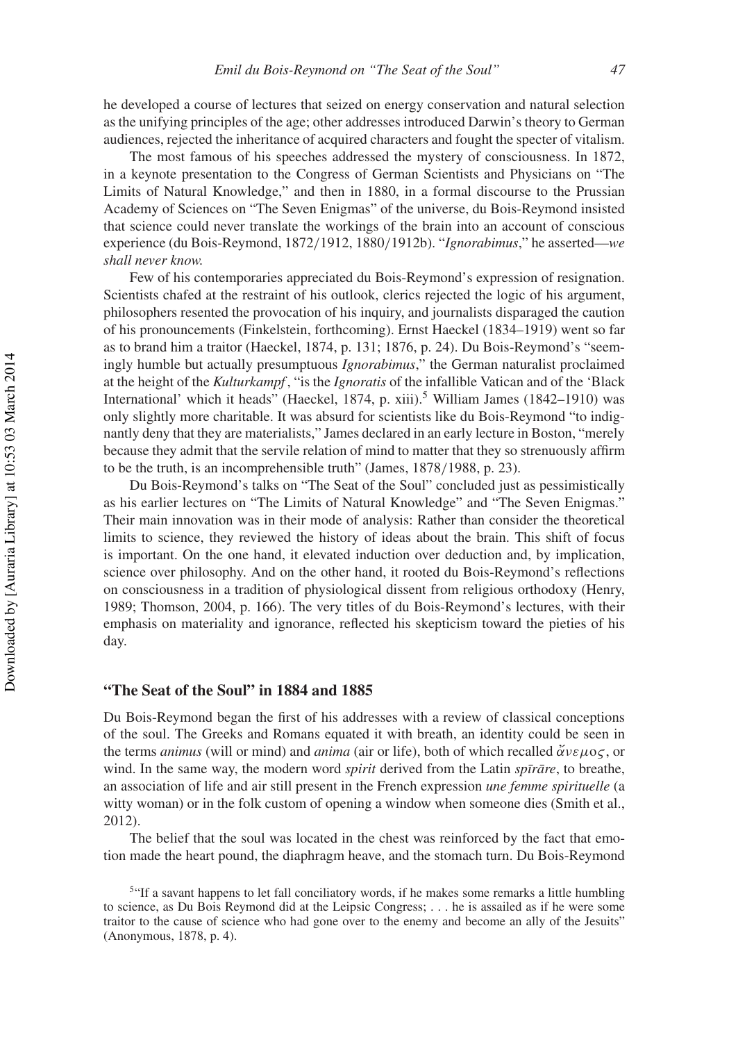he developed a course of lectures that seized on energy conservation and natural selection as the unifying principles of the age; other addresses introduced Darwin's theory to German audiences, rejected the inheritance of acquired characters and fought the specter of vitalism.

The most famous of his speeches addressed the mystery of consciousness. In 1872, in a keynote presentation to the Congress of German Scientists and Physicians on "The Limits of Natural Knowledge," and then in 1880, in a formal discourse to the Prussian Academy of Sciences on "The Seven Enigmas" of the universe, du Bois-Reymond insisted that science could never translate the workings of the brain into an account of conscious experience (du Bois-Reymond, 1872/1912, 1880/1912b). "*Ignorabimus*," he asserted—*we shall never know.*

Few of his contemporaries appreciated du Bois-Reymond's expression of resignation. Scientists chafed at the restraint of his outlook, clerics rejected the logic of his argument, philosophers resented the provocation of his inquiry, and journalists disparaged the caution of his pronouncements (Finkelstein, forthcoming). Ernst Haeckel (1834–1919) went so far as to brand him a traitor (Haeckel, 1874, p. 131; 1876, p. 24). Du Bois-Reymond's "seemingly humble but actually presumptuous *Ignorabimus*," the German naturalist proclaimed at the height of the *Kulturkampf*, "is the *Ignoratis* of the infallible Vatican and of the 'Black International' which it heads" (Haeckel, 1874, p. xiii).[5] William James (1842–1910) was only slightly more charitable. It was absurd for scientists like du Bois-Reymond "to indignantly deny that they are materialists," James declared in an early lecture in Boston, "merely because they admit that the servile relation of mind to matter that they so strenuously affirm to be the truth, is an incomprehensible truth" (James, 1878/1988, p. 23).

Du Bois-Reymond's talks on "The Seat of the Soul" concluded just as pessimistically as his earlier lectures on "The Limits of Natural Knowledge" and "The Seven Enigmas." Their main innovation was in their mode of analysis: Rather than consider the theoretical limits to science, they reviewed the history of ideas about the brain. This shift of focus is important. On the one hand, it elevated induction over deduction and, by implication, science over philosophy. And on the other hand, it rooted du Bois-Reymond's reflections on consciousness in a tradition of physiological dissent from religious orthodoxy (Henry, 1989; Thomson, 2004, p. 166). The very titles of du Bois-Reymond's lectures, with their emphasis on materiality and ignorance, reflected his skepticism toward the pieties of his day.

## "The Seat of the Soul" in 1884 and 1885

Du Bois-Reymond began the first of his addresses with a review of classical conceptions of the soul. The Greeks and Romans equated it with breath, an identity could be seen in the terms *animus* (will or mind) and *anima* (air or life), both of which recalled ἄνεμος, or wind. In the same way, the modern word *spirit* derived from the Latin *spīrāre*, to breathe, an association of life and air still present in the French expression *une femme spirituelle* (a witty woman) or in the folk custom of opening a window when someone dies (Smith et al., 2012).

The belief that the soul was located in the chest was reinforced by the fact that emotion made the heart pound, the diaphragm heave, and the stomach turn. Du Bois-Reymond

[5] "If a savant happens to let fall conciliatory words, if he makes some remarks a little humbling to science, as Du Bois Reymond did at the Leipsic Congress; . . . he is assailed as if he were some traitor to the cause of science who had gone over to the enemy and become an ally of the Jesuits" (Anonymous, 1878, p. 4).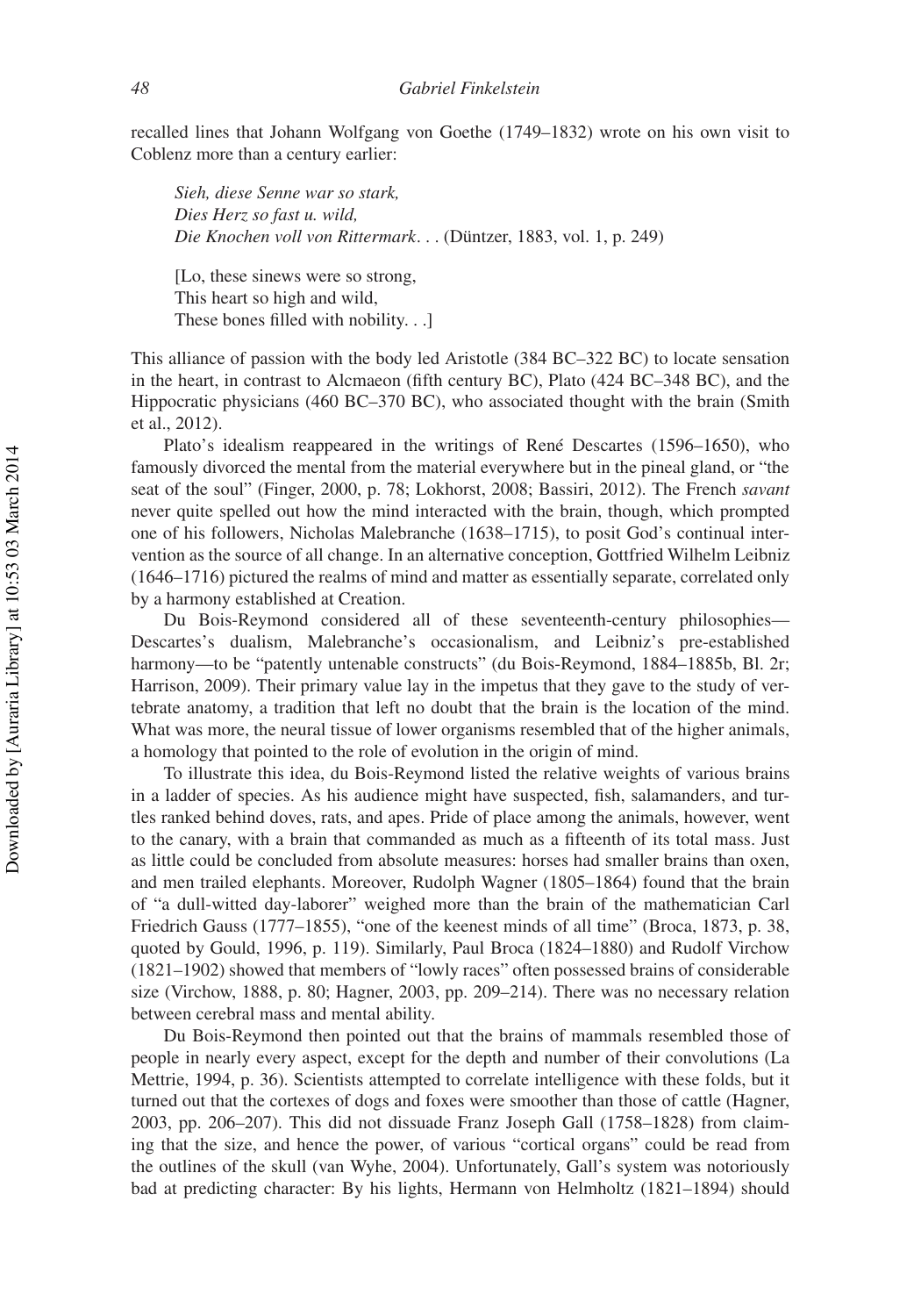recalled lines that Johann Wolfgang von Goethe (1749–1832) wrote on his own visit to Coblenz more than a century earlier:

> *Sieh, diese Senne war so stark,*
> *Dies Herz so fast u. wild,*
> *Die Knochen voll von Rittermark*. . . (Düntzer, 1883, vol. 1, p. 249)
>
> [Lo, these sinews were so strong,
> This heart so high and wild,
> These bones filled with nobility. . .]

This alliance of passion with the body led Aristotle (384 BC–322 BC) to locate sensation in the heart, in contrast to Alcmaeon (fifth century BC), Plato (424 BC–348 BC), and the Hippocratic physicians (460 BC–370 BC), who associated thought with the brain (Smith et al., 2012).

Plato's idealism reappeared in the writings of René Descartes (1596–1650), who famously divorced the mental from the material everywhere but in the pineal gland, or "the seat of the soul" (Finger, 2000, p. 78; Lokhorst, 2008; Bassiri, 2012). The French *savant* never quite spelled out how the mind interacted with the brain, though, which prompted one of his followers, Nicholas Malebranche (1638–1715), to posit God's continual intervention as the source of all change. In an alternative conception, Gottfried Wilhelm Leibniz (1646–1716) pictured the realms of mind and matter as essentially separate, correlated only by a harmony established at Creation.

Du Bois-Reymond considered all of these seventeenth-century philosophies—Descartes's dualism, Malebranche's occasionalism, and Leibniz's pre-established harmony—to be "patently untenable constructs" (du Bois-Reymond, 1884–1885b, Bl. 2r; Harrison, 2009). Their primary value lay in the impetus that they gave to the study of vertebrate anatomy, a tradition that left no doubt that the brain is the location of the mind. What was more, the neural tissue of lower organisms resembled that of the higher animals, a homology that pointed to the role of evolution in the origin of mind.

To illustrate this idea, du Bois-Reymond listed the relative weights of various brains in a ladder of species. As his audience might have suspected, fish, salamanders, and turtles ranked behind doves, rats, and apes. Pride of place among the animals, however, went to the canary, with a brain that commanded as much as a fifteenth of its total mass. Just as little could be concluded from absolute measures: horses had smaller brains than oxen, and men trailed elephants. Moreover, Rudolph Wagner (1805–1864) found that the brain of "a dull-witted day-laborer" weighed more than the brain of the mathematician Carl Friedrich Gauss (1777–1855), "one of the keenest minds of all time" (Broca, 1873, p. 38, quoted by Gould, 1996, p. 119). Similarly, Paul Broca (1824–1880) and Rudolf Virchow (1821–1902) showed that members of "lowly races" often possessed brains of considerable size (Virchow, 1888, p. 80; Hagner, 2003, pp. 209–214). There was no necessary relation between cerebral mass and mental ability.

Du Bois-Reymond then pointed out that the brains of mammals resembled those of people in nearly every aspect, except for the depth and number of their convolutions (La Mettrie, 1994, p. 36). Scientists attempted to correlate intelligence with these folds, but it turned out that the cortexes of dogs and foxes were smoother than those of cattle (Hagner, 2003, pp. 206–207). This did not dissuade Franz Joseph Gall (1758–1828) from claiming that the size, and hence the power, of various "cortical organs" could be read from the outlines of the skull (van Wyhe, 2004). Unfortunately, Gall's system was notoriously bad at predicting character: By his lights, Hermann von Helmholtz (1821–1894) should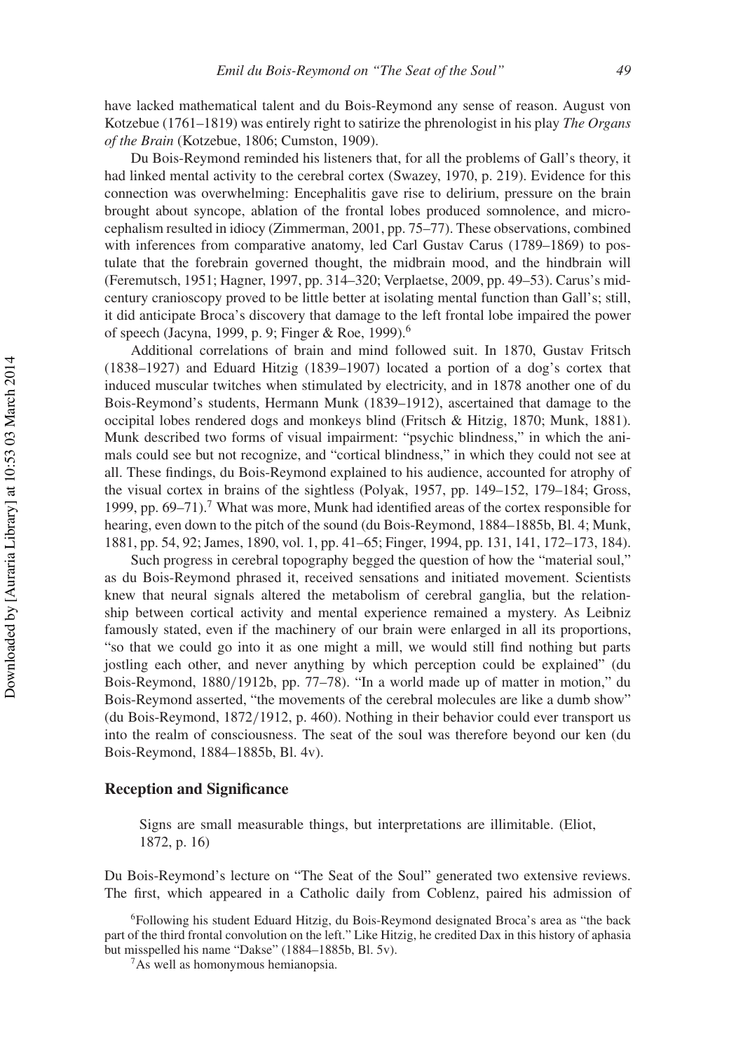have lacked mathematical talent and du Bois-Reymond any sense of reason. August von Kotzebue (1761–1819) was entirely right to satirize the phrenologist in his play *The Organs of the Brain* (Kotzebue, 1806; Cumston, 1909).

Du Bois-Reymond reminded his listeners that, for all the problems of Gall's theory, it had linked mental activity to the cerebral cortex (Swazey, 1970, p. 219). Evidence for this connection was overwhelming: Encephalitis gave rise to delirium, pressure on the brain brought about syncope, ablation of the frontal lobes produced somnolence, and microcephalism resulted in idiocy (Zimmerman, 2001, pp. 75–77). These observations, combined with inferences from comparative anatomy, led Carl Gustav Carus (1789–1869) to postulate that the forebrain governed thought, the midbrain mood, and the hindbrain will (Feremutsch, 1951; Hagner, 1997, pp. 314–320; Verplaetse, 2009, pp. 49–53). Carus's midcentury cranioscopy proved to be little better at isolating mental function than Gall's; still, it did anticipate Broca's discovery that damage to the left frontal lobe impaired the power of speech (Jacyna, 1999, p. 9; Finger & Roe, 1999).[6]

Additional correlations of brain and mind followed suit. In 1870, Gustav Fritsch (1838–1927) and Eduard Hitzig (1839–1907) located a portion of a dog's cortex that induced muscular twitches when stimulated by electricity, and in 1878 another one of du Bois-Reymond's students, Hermann Munk (1839–1912), ascertained that damage to the occipital lobes rendered dogs and monkeys blind (Fritsch & Hitzig, 1870; Munk, 1881). Munk described two forms of visual impairment: "psychic blindness," in which the animals could see but not recognize, and "cortical blindness," in which they could not see at all. These findings, du Bois-Reymond explained to his audience, accounted for atrophy of the visual cortex in brains of the sightless (Polyak, 1957, pp. 149–152, 179–184; Gross, 1999, pp. 69–71).[7] What was more, Munk had identified areas of the cortex responsible for hearing, even down to the pitch of the sound (du Bois-Reymond, 1884–1885b, Bl. 4; Munk, 1881, pp. 54, 92; James, 1890, vol. 1, pp. 41–65; Finger, 1994, pp. 131, 141, 172–173, 184).

Such progress in cerebral topography begged the question of how the "material soul," as du Bois-Reymond phrased it, received sensations and initiated movement. Scientists knew that neural signals altered the metabolism of cerebral ganglia, but the relationship between cortical activity and mental experience remained a mystery. As Leibniz famously stated, even if the machinery of our brain were enlarged in all its proportions, "so that we could go into it as one might a mill, we would still find nothing but parts jostling each other, and never anything by which perception could be explained" (du Bois-Reymond, 1880/1912b, pp. 77–78). "In a world made up of matter in motion," du Bois-Reymond asserted, "the movements of the cerebral molecules are like a dumb show" (du Bois-Reymond, 1872/1912, p. 460). Nothing in their behavior could ever transport us into the realm of consciousness. The seat of the soul was therefore beyond our ken (du Bois-Reymond, 1884–1885b, Bl. 4v).

## Reception and Significance

> Signs are small measurable things, but interpretations are illimitable. (Eliot, 1872, p. 16)

Du Bois-Reymond's lecture on "The Seat of the Soul" generated two extensive reviews. The first, which appeared in a Catholic daily from Coblenz, paired his admission of

[6]Following his student Eduard Hitzig, du Bois-Reymond designated Broca's area as "the back part of the third frontal convolution on the left." Like Hitzig, he credited Dax in this history of aphasia but misspelled his name "Dakse" (1884–1885b, Bl. 5v).

[7]As well as homonymous hemianopsia.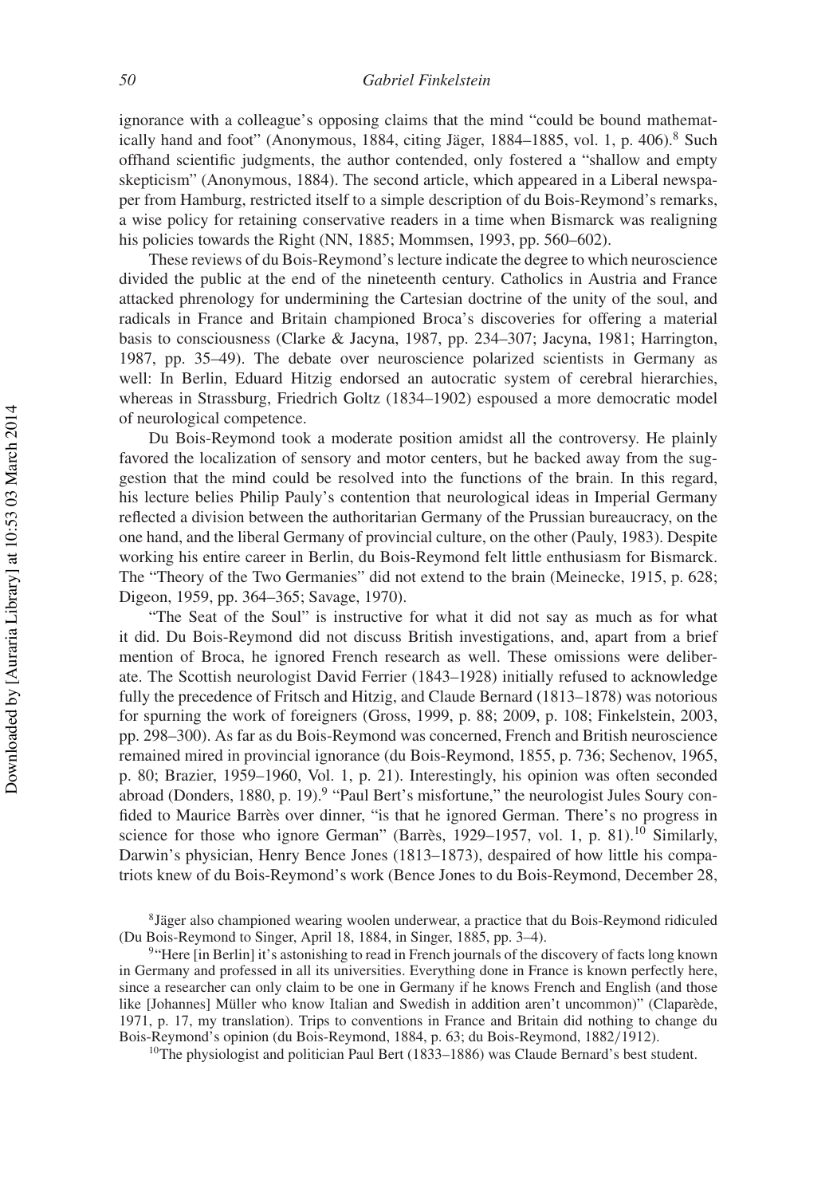ignorance with a colleague's opposing claims that the mind "could be bound mathematically hand and foot" (Anonymous, 1884, citing Jäger, 1884–1885, vol. 1, p. 406).[8] Such offhand scientific judgments, the author contended, only fostered a "shallow and empty skepticism" (Anonymous, 1884). The second article, which appeared in a Liberal newspaper from Hamburg, restricted itself to a simple description of du Bois-Reymond's remarks, a wise policy for retaining conservative readers in a time when Bismarck was realigning his policies towards the Right (NN, 1885; Mommsen, 1993, pp. 560–602).

These reviews of du Bois-Reymond's lecture indicate the degree to which neuroscience divided the public at the end of the nineteenth century. Catholics in Austria and France attacked phrenology for undermining the Cartesian doctrine of the unity of the soul, and radicals in France and Britain championed Broca's discoveries for offering a material basis to consciousness (Clarke & Jacyna, 1987, pp. 234–307; Jacyna, 1981; Harrington, 1987, pp. 35–49). The debate over neuroscience polarized scientists in Germany as well: In Berlin, Eduard Hitzig endorsed an autocratic system of cerebral hierarchies, whereas in Strassburg, Friedrich Goltz (1834–1902) espoused a more democratic model of neurological competence.

Du Bois-Reymond took a moderate position amidst all the controversy. He plainly favored the localization of sensory and motor centers, but he backed away from the suggestion that the mind could be resolved into the functions of the brain. In this regard, his lecture belies Philip Pauly's contention that neurological ideas in Imperial Germany reflected a division between the authoritarian Germany of the Prussian bureaucracy, on the one hand, and the liberal Germany of provincial culture, on the other (Pauly, 1983). Despite working his entire career in Berlin, du Bois-Reymond felt little enthusiasm for Bismarck. The "Theory of the Two Germanies" did not extend to the brain (Meinecke, 1915, p. 628; Digeon, 1959, pp. 364–365; Savage, 1970).

"The Seat of the Soul" is instructive for what it did not say as much as for what it did. Du Bois-Reymond did not discuss British investigations, and, apart from a brief mention of Broca, he ignored French research as well. These omissions were deliberate. The Scottish neurologist David Ferrier (1843–1928) initially refused to acknowledge fully the precedence of Fritsch and Hitzig, and Claude Bernard (1813–1878) was notorious for spurning the work of foreigners (Gross, 1999, p. 88; 2009, p. 108; Finkelstein, 2003, pp. 298–300). As far as du Bois-Reymond was concerned, French and British neuroscience remained mired in provincial ignorance (du Bois-Reymond, 1855, p. 736; Sechenov, 1965, p. 80; Brazier, 1959–1960, Vol. 1, p. 21). Interestingly, his opinion was often seconded abroad (Donders, 1880, p. 19).[9] "Paul Bert's misfortune," the neurologist Jules Soury confided to Maurice Barrès over dinner, "is that he ignored German. There's no progress in science for those who ignore German" (Barrès, 1929–1957, vol. 1, p. 81).[10] Similarly, Darwin's physician, Henry Bence Jones (1813–1873), despaired of how little his compatriots knew of du Bois-Reymond's work (Bence Jones to du Bois-Reymond, December 28,

[8]Jäger also championed wearing woolen underwear, a practice that du Bois-Reymond ridiculed (Du Bois-Reymond to Singer, April 18, 1884, in Singer, 1885, pp. 3–4).

[9]"Here [in Berlin] it's astonishing to read in French journals of the discovery of facts long known in Germany and professed in all its universities. Everything done in France is known perfectly here, since a researcher can only claim to be one in Germany if he knows French and English (and those like [Johannes] Müller who know Italian and Swedish in addition aren't uncommon)" (Claparède, 1971, p. 17, my translation). Trips to conventions in France and Britain did nothing to change du Bois-Reymond's opinion (du Bois-Reymond, 1884, p. 63; du Bois-Reymond, 1882/1912).

[10]The physiologist and politician Paul Bert (1833–1886) was Claude Bernard's best student.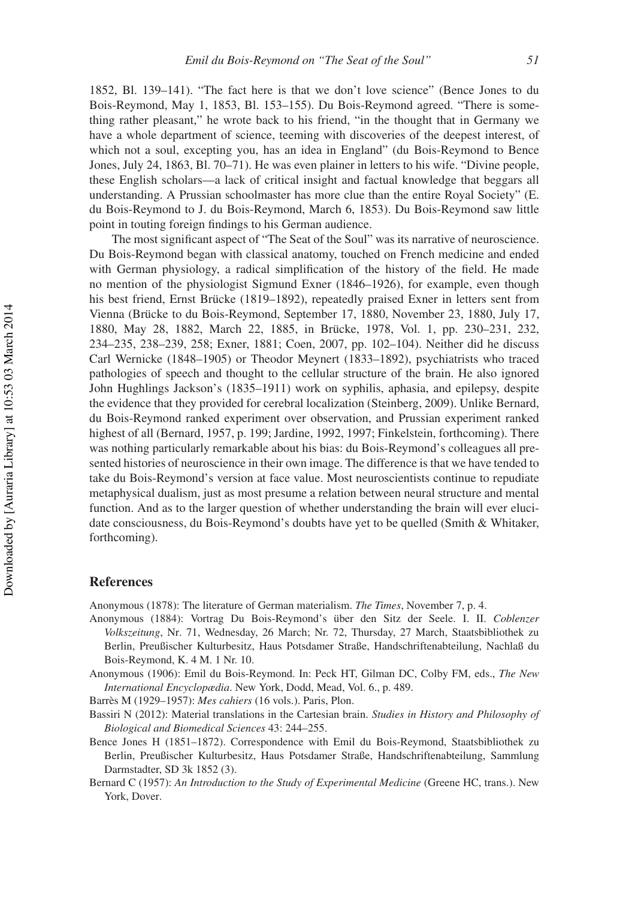1852, Bl. 139–141). "The fact here is that we don't love science" (Bence Jones to du Bois-Reymond, May 1, 1853, Bl. 153–155). Du Bois-Reymond agreed. "There is something rather pleasant," he wrote back to his friend, "in the thought that in Germany we have a whole department of science, teeming with discoveries of the deepest interest, of which not a soul, excepting you, has an idea in England" (du Bois-Reymond to Bence Jones, July 24, 1863, Bl. 70–71). He was even plainer in letters to his wife. "Divine people, these English scholars—a lack of critical insight and factual knowledge that beggars all understanding. A Prussian schoolmaster has more clue than the entire Royal Society" (E. du Bois-Reymond to J. du Bois-Reymond, March 6, 1853). Du Bois-Reymond saw little point in touting foreign findings to his German audience.

The most significant aspect of "The Seat of the Soul" was its narrative of neuroscience. Du Bois-Reymond began with classical anatomy, touched on French medicine and ended with German physiology, a radical simplification of the history of the field. He made no mention of the physiologist Sigmund Exner (1846–1926), for example, even though his best friend, Ernst Brücke (1819–1892), repeatedly praised Exner in letters sent from Vienna (Brücke to du Bois-Reymond, September 17, 1880, November 23, 1880, July 17, 1880, May 28, 1882, March 22, 1885, in Brücke, 1978, Vol. 1, pp. 230–231, 232, 234–235, 238–239, 258; Exner, 1881; Coen, 2007, pp. 102–104). Neither did he discuss Carl Wernicke (1848–1905) or Theodor Meynert (1833–1892), psychiatrists who traced pathologies of speech and thought to the cellular structure of the brain. He also ignored John Hughlings Jackson's (1835–1911) work on syphilis, aphasia, and epilepsy, despite the evidence that they provided for cerebral localization (Steinberg, 2009). Unlike Bernard, du Bois-Reymond ranked experiment over observation, and Prussian experiment ranked highest of all (Bernard, 1957, p. 199; Jardine, 1992, 1997; Finkelstein, forthcoming). There was nothing particularly remarkable about his bias: du Bois-Reymond's colleagues all presented histories of neuroscience in their own image. The difference is that we have tended to take du Bois-Reymond's version at face value. Most neuroscientists continue to repudiate metaphysical dualism, just as most presume a relation between neural structure and mental function. And as to the larger question of whether understanding the brain will ever elucidate consciousness, du Bois-Reymond's doubts have yet to be quelled (Smith & Whitaker, forthcoming).

## References

Anonymous (1878): The literature of German materialism. *The Times*, November 7, p. 4.

Anonymous (1884): Vortrag Du Bois-Reymond's über den Sitz der Seele. I. II. *Coblenzer Volkszeitung*, Nr. 71, Wednesday, 26 March; Nr. 72, Thursday, 27 March, Staatsbibliothek zu Berlin, Preußischer Kulturbesitz, Haus Potsdamer Straße, Handschriftenabteilung, Nachlaß du Bois-Reymond, K. 4 M. 1 Nr. 10.

Anonymous (1906): Emil du Bois-Reymond. In: Peck HT, Gilman DC, Colby FM, eds., *The New International Encyclopædia*. New York, Dodd, Mead, Vol. 6., p. 489.

Barrès M (1929–1957): *Mes cahiers* (16 vols.). Paris, Plon.

Bassiri N (2012): Material translations in the Cartesian brain. *Studies in History and Philosophy of Biological and Biomedical Sciences* 43: 244–255.

Bence Jones H (1851–1872). Correspondence with Emil du Bois-Reymond, Staatsbibliothek zu Berlin, Preußischer Kulturbesitz, Haus Potsdamer Straße, Handschriftenabteilung, Sammlung Darmstadter, SD 3k 1852 (3).

Bernard C (1957): *An Introduction to the Study of Experimental Medicine* (Greene HC, trans.). New York, Dover.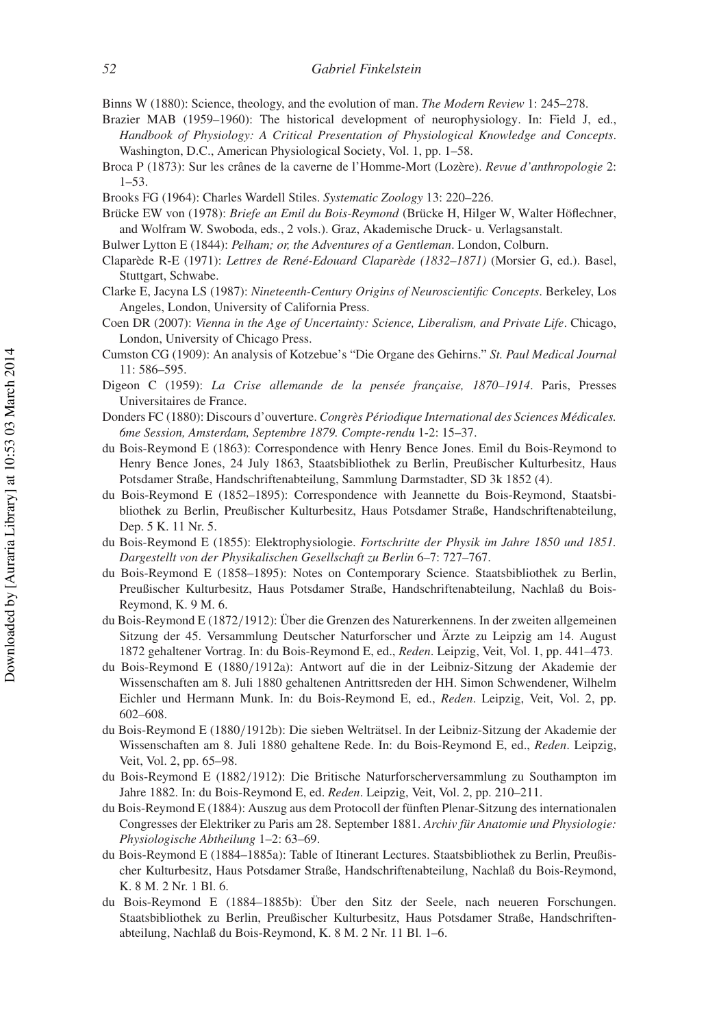Binns W (1880): Science, theology, and the evolution of man. *The Modern Review* 1: 245–278.

Brazier MAB (1959–1960): The historical development of neurophysiology. In: Field J, ed., *Handbook of Physiology: A Critical Presentation of Physiological Knowledge and Concepts*. Washington, D.C., American Physiological Society, Vol. 1, pp. 1–58.

Broca P (1873): Sur les crânes de la caverne de l'Homme-Mort (Lozère). *Revue d'anthropologie* 2: 1–53.

Brooks FG (1964): Charles Wardell Stiles. *Systematic Zoology* 13: 220–226.

Brücke EW von (1978): *Briefe an Emil du Bois-Reymond* (Brücke H, Hilger W, Walter Höflechner, and Wolfram W. Swoboda, eds., 2 vols.). Graz, Akademische Druck- u. Verlagsanstalt.

Bulwer Lytton E (1844): *Pelham; or, the Adventures of a Gentleman*. London, Colburn.

Claparède R-E (1971): *Lettres de René-Edouard Claparède (1832–1871)* (Morsier G, ed.). Basel, Stuttgart, Schwabe.

Clarke E, Jacyna LS (1987): *Nineteenth-Century Origins of Neuroscientific Concepts*. Berkeley, Los Angeles, London, University of California Press.

Coen DR (2007): *Vienna in the Age of Uncertainty: Science, Liberalism, and Private Life*. Chicago, London, University of Chicago Press.

Cumston CG (1909): An analysis of Kotzebue's "Die Organe des Gehirns." *St. Paul Medical Journal* 11: 586–595.

Digeon C (1959): *La Crise allemande de la pensée française, 1870–1914*. Paris, Presses Universitaires de France.

Donders FC (1880): Discours d'ouverture. *Congrès Périodique International des Sciences Médicales. 6me Session, Amsterdam, Septembre 1879. Compte-rendu* 1-2: 15–37.

du Bois-Reymond E (1863): Correspondence with Henry Bence Jones. Emil du Bois-Reymond to Henry Bence Jones, 24 July 1863, Staatsbibliothek zu Berlin, Preußischer Kulturbesitz, Haus Potsdamer Straße, Handschriftenabteilung, Sammlung Darmstadter, SD 3k 1852 (4).

du Bois-Reymond E (1852–1895): Correspondence with Jeannette du Bois-Reymond, Staatsbibliothek zu Berlin, Preußischer Kulturbesitz, Haus Potsdamer Straße, Handschriftenabteilung, Dep. 5 K. 11 Nr. 5.

du Bois-Reymond E (1855): Elektrophysiologie. *Fortschritte der Physik im Jahre 1850 und 1851. Dargestellt von der Physikalischen Gesellschaft zu Berlin* 6–7: 727–767.

du Bois-Reymond E (1858–1895): Notes on Contemporary Science. Staatsbibliothek zu Berlin, Preußischer Kulturbesitz, Haus Potsdamer Straße, Handschriftenabteilung, Nachlaß du Bois-Reymond, K. 9 M. 6.

du Bois-Reymond E (1872/1912): Über die Grenzen des Naturerkennens. In der zweiten allgemeinen Sitzung der 45. Versammlung Deutscher Naturforscher und Ärzte zu Leipzig am 14. August 1872 gehaltener Vortrag. In: du Bois-Reymond E, ed., *Reden*. Leipzig, Veit, Vol. 1, pp. 441–473.

du Bois-Reymond E (1880/1912a): Antwort auf die in der Leibniz-Sitzung der Akademie der Wissenschaften am 8. Juli 1880 gehaltenen Antrittsreden der HH. Simon Schwendener, Wilhelm Eichler und Hermann Munk. In: du Bois-Reymond E, ed., *Reden*. Leipzig, Veit, Vol. 2, pp. 602–608.

du Bois-Reymond E (1880/1912b): Die sieben Welträtsel. In der Leibniz-Sitzung der Akademie der Wissenschaften am 8. Juli 1880 gehaltene Rede. In: du Bois-Reymond E, ed., *Reden*. Leipzig, Veit, Vol. 2, pp. 65–98.

du Bois-Reymond E (1882/1912): Die Britische Naturforscherversammlung zu Southampton im Jahre 1882. In: du Bois-Reymond E, ed. *Reden*. Leipzig, Veit, Vol. 2, pp. 210–211.

du Bois-Reymond E (1884): Auszug aus dem Protocoll der fünften Plenar-Sitzung des internationalen Congresses der Elektriker zu Paris am 28. September 1881. *Archiv für Anatomie und Physiologie: Physiologische Abtheilung* 1–2: 63–69.

du Bois-Reymond E (1884–1885a): Table of Itinerant Lectures. Staatsbibliothek zu Berlin, Preußischer Kulturbesitz, Haus Potsdamer Straße, Handschriftenabteilung, Nachlaß du Bois-Reymond, K. 8 M. 2 Nr. 1 Bl. 6.

du Bois-Reymond E (1884–1885b): Über den Sitz der Seele, nach neueren Forschungen. Staatsbibliothek zu Berlin, Preußischer Kulturbesitz, Haus Potsdamer Straße, Handschriftenabteilung, Nachlaß du Bois-Reymond, K. 8 M. 2 Nr. 11 Bl. 1–6.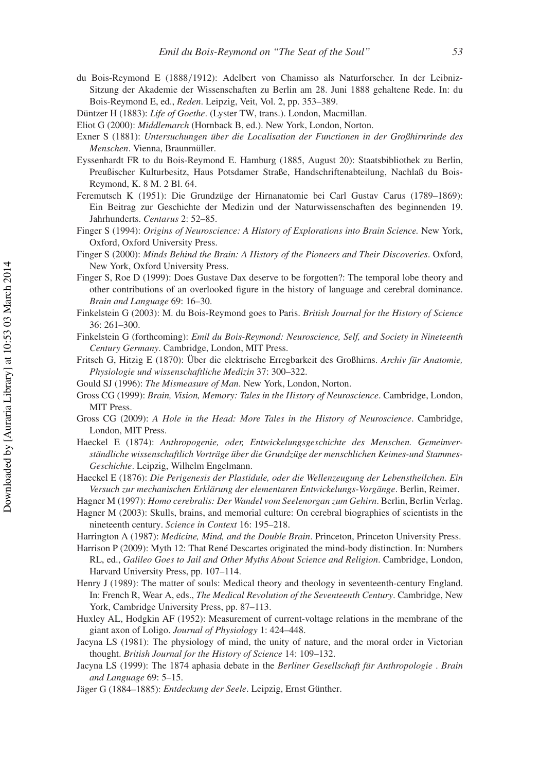du Bois-Reymond E (1888/1912): Adelbert von Chamisso als Naturforscher. In der Leibniz-Sitzung der Akademie der Wissenschaften zu Berlin am 28. Juni 1888 gehaltene Rede. In: du Bois-Reymond E, ed., *Reden*. Leipzig, Veit, Vol. 2, pp. 353–389.

Düntzer H (1883): *Life of Goethe*. (Lyster TW, trans.). London, Macmillan.

Eliot G (2000): *Middlemarch* (Hornback B, ed.). New York, London, Norton.

Exner S (1881): *Untersuchungen über die Localisation der Functionen in der Großhirnrinde des Menschen*. Vienna, Braunmüller.

Eyssenhardt FR to du Bois-Reymond E. Hamburg (1885, August 20): Staatsbibliothek zu Berlin, Preußischer Kulturbesitz, Haus Potsdamer Straße, Handschriftenabteilung, Nachlaß du Bois-Reymond, K. 8 M. 2 Bl. 64.

Feremutsch K (1951): Die Grundzüge der Hirnanatomie bei Carl Gustav Carus (1789–1869): Ein Beitrag zur Geschichte der Medizin und der Naturwissenschaften des beginnenden 19. Jahrhunderts. *Centarus* 2: 52–85.

Finger S (1994): *Origins of Neuroscience: A History of Explorations into Brain Science.* New York, Oxford, Oxford University Press.

Finger S (2000): *Minds Behind the Brain: A History of the Pioneers and Their Discoveries*. Oxford, New York, Oxford University Press.

Finger S, Roe D (1999): Does Gustave Dax deserve to be forgotten?: The temporal lobe theory and other contributions of an overlooked figure in the history of language and cerebral dominance. *Brain and Language* 69: 16–30.

Finkelstein G (2003): M. du Bois-Reymond goes to Paris. *British Journal for the History of Science* 36: 261–300.

Finkelstein G (forthcoming): *Emil du Bois-Reymond: Neuroscience, Self, and Society in Nineteenth Century Germany*. Cambridge, London, MIT Press.

Fritsch G, Hitzig E (1870): Über die elektrische Erregbarkeit des Großhirns. *Archiv für Anatomie, Physiologie und wissenschaftliche Medizin* 37: 300–322.

Gould SJ (1996): *The Mismeasure of Man*. New York, London, Norton.

Gross CG (1999): *Brain, Vision, Memory: Tales in the History of Neuroscience*. Cambridge, London, MIT Press.

Gross CG (2009): *A Hole in the Head: More Tales in the History of Neuroscience*. Cambridge, London, MIT Press.

Haeckel E (1874): *Anthropogenie, oder, Entwickelungsgeschichte des Menschen. Gemeinverständliche wissenschaftlich Vorträge über die Grundzüge der menschlichen Keimes-und Stammes-Geschichte*. Leipzig, Wilhelm Engelmann.

Haeckel E (1876): *Die Perigenesis der Plastidule, oder die Wellenzeugung der Lebenstheilchen. Ein Versuch zur mechanischen Erklärung der elementaren Entwickelungs-Vorgänge*. Berlin, Reimer.

Hagner M (1997): *Homo cerebralis: Der Wandel vom Seelenorgan zum Gehirn*. Berlin, Berlin Verlag.

Hagner M (2003): Skulls, brains, and memorial culture: On cerebral biographies of scientists in the nineteenth century. *Science in Context* 16: 195–218.

Harrington A (1987): *Medicine, Mind, and the Double Brain*. Princeton, Princeton University Press.

Harrison P (2009): Myth 12: That René Descartes originated the mind-body distinction. In: Numbers RL, ed., *Galileo Goes to Jail and Other Myths About Science and Religion*. Cambridge, London, Harvard University Press, pp. 107–114.

Henry J (1989): The matter of souls: Medical theory and theology in seventeenth-century England. In: French R, Wear A, eds., *The Medical Revolution of the Seventeenth Century*. Cambridge, New York, Cambridge University Press, pp. 87–113.

Huxley AL, Hodgkin AF (1952): Measurement of current-voltage relations in the membrane of the giant axon of Loligo. *Journal of Physiology* 1: 424–448.

Jacyna LS (1981): The physiology of mind, the unity of nature, and the moral order in Victorian thought. *British Journal for the History of Science* 14: 109–132.

Jacyna LS (1999): The 1874 aphasia debate in the *Berliner Gesellschaft für Anthropologie* . *Brain and Language* 69: 5–15.

Jäger G (1884–1885): *Entdeckung der Seele*. Leipzig, Ernst Günther.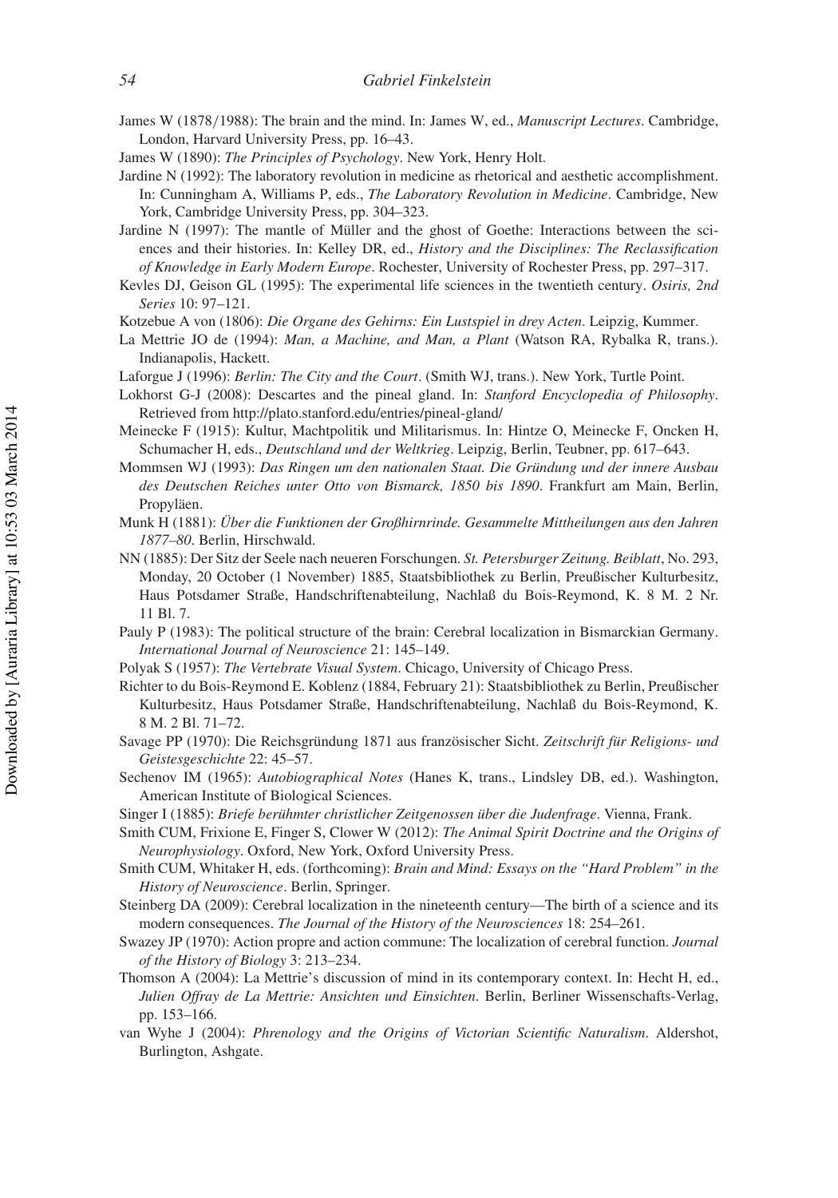James W (1878/1988): The brain and the mind. In: James W, ed., *Manuscript Lectures*. Cambridge, London, Harvard University Press, pp. 16–43.

James W (1890): *The Principles of Psychology*. New York, Henry Holt.

Jardine N (1992): The laboratory revolution in medicine as rhetorical and aesthetic accomplishment. In: Cunningham A, Williams P, eds., *The Laboratory Revolution in Medicine*. Cambridge, New York, Cambridge University Press, pp. 304–323.

Jardine N (1997): The mantle of Müller and the ghost of Goethe: Interactions between the sciences and their histories. In: Kelley DR, ed., *History and the Disciplines: The Reclassification of Knowledge in Early Modern Europe*. Rochester, University of Rochester Press, pp. 297–317.

Kevles DJ, Geison GL (1995): The experimental life sciences in the twentieth century. *Osiris, 2nd Series* 10: 97–121.

Kotzebue A von (1806): *Die Organe des Gehirns: Ein Lustspiel in drey Acten*. Leipzig, Kummer.

La Mettrie JO de (1994): *Man, a Machine, and Man, a Plant* (Watson RA, Rybalka R, trans.). Indianapolis, Hackett.

Laforgue J (1996): *Berlin: The City and the Court*. (Smith WJ, trans.). New York, Turtle Point.

Lokhorst G-J (2008): Descartes and the pineal gland. In: *Stanford Encyclopedia of Philosophy*. Retrieved from http://plato.stanford.edu/entries/pineal-gland/

Meinecke F (1915): Kultur, Machtpolitik und Militarismus. In: Hintze O, Meinecke F, Oncken H, Schumacher H, eds., *Deutschland und der Weltkrieg*. Leipzig, Berlin, Teubner, pp. 617–643.

Mommsen WJ (1993): *Das Ringen um den nationalen Staat. Die Gründung und der innere Ausbau des Deutschen Reiches unter Otto von Bismarck, 1850 bis 1890*. Frankfurt am Main, Berlin, Propyläen.

Munk H (1881): *Über die Funktionen der Großhirnrinde. Gesammelte Mittheilungen aus den Jahren 1877–80*. Berlin, Hirschwald.

NN (1885): Der Sitz der Seele nach neueren Forschungen. *St. Petersburger Zeitung. Beiblatt*, No. 293, Monday, 20 October (1 November) 1885, Staatsbibliothek zu Berlin, Preußischer Kulturbesitz, Haus Potsdamer Straße, Handschriftenabteilung, Nachlaß du Bois-Reymond, K. 8 M. 2 Nr. 11 Bl. 7.

Pauly P (1983): The political structure of the brain: Cerebral localization in Bismarckian Germany. *International Journal of Neuroscience* 21: 145–149.

Polyak S (1957): *The Vertebrate Visual System*. Chicago, University of Chicago Press.

Richter to du Bois-Reymond E. Koblenz (1884, February 21): Staatsbibliothek zu Berlin, Preußischer Kulturbesitz, Haus Potsdamer Straße, Handschriftenabteilung, Nachlaß du Bois-Reymond, K. 8 M. 2 Bl. 71–72.

Savage PP (1970): Die Reichsgründung 1871 aus französischer Sicht. *Zeitschrift für Religions- und Geistesgeschichte* 22: 45–57.

Sechenov IM (1965): *Autobiographical Notes* (Hanes K, trans., Lindsley DB, ed.). Washington, American Institute of Biological Sciences.

Singer I (1885): *Briefe berühmter christlicher Zeitgenossen über die Judenfrage*. Vienna, Frank.

Smith CUM, Frixione E, Finger S, Clower W (2012): *The Animal Spirit Doctrine and the Origins of Neurophysiology*. Oxford, New York, Oxford University Press.

Smith CUM, Whitaker H, eds. (forthcoming): *Brain and Mind: Essays on the "Hard Problem" in the History of Neuroscience*. Berlin, Springer.

Steinberg DA (2009): Cerebral localization in the nineteenth century—The birth of a science and its modern consequences. *The Journal of the History of the Neurosciences* 18: 254–261.

Swazey JP (1970): Action propre and action commune: The localization of cerebral function. *Journal of the History of Biology* 3: 213–234.

Thomson A (2004): La Mettrie's discussion of mind in its contemporary context. In: Hecht H, ed., *Julien Offray de La Mettrie: Ansichten und Einsichten*. Berlin, Berliner Wissenschafts-Verlag, pp. 153–166.

van Wyhe J (2004): *Phrenology and the Origins of Victorian Scientific Naturalism*. Aldershot, Burlington, Ashgate.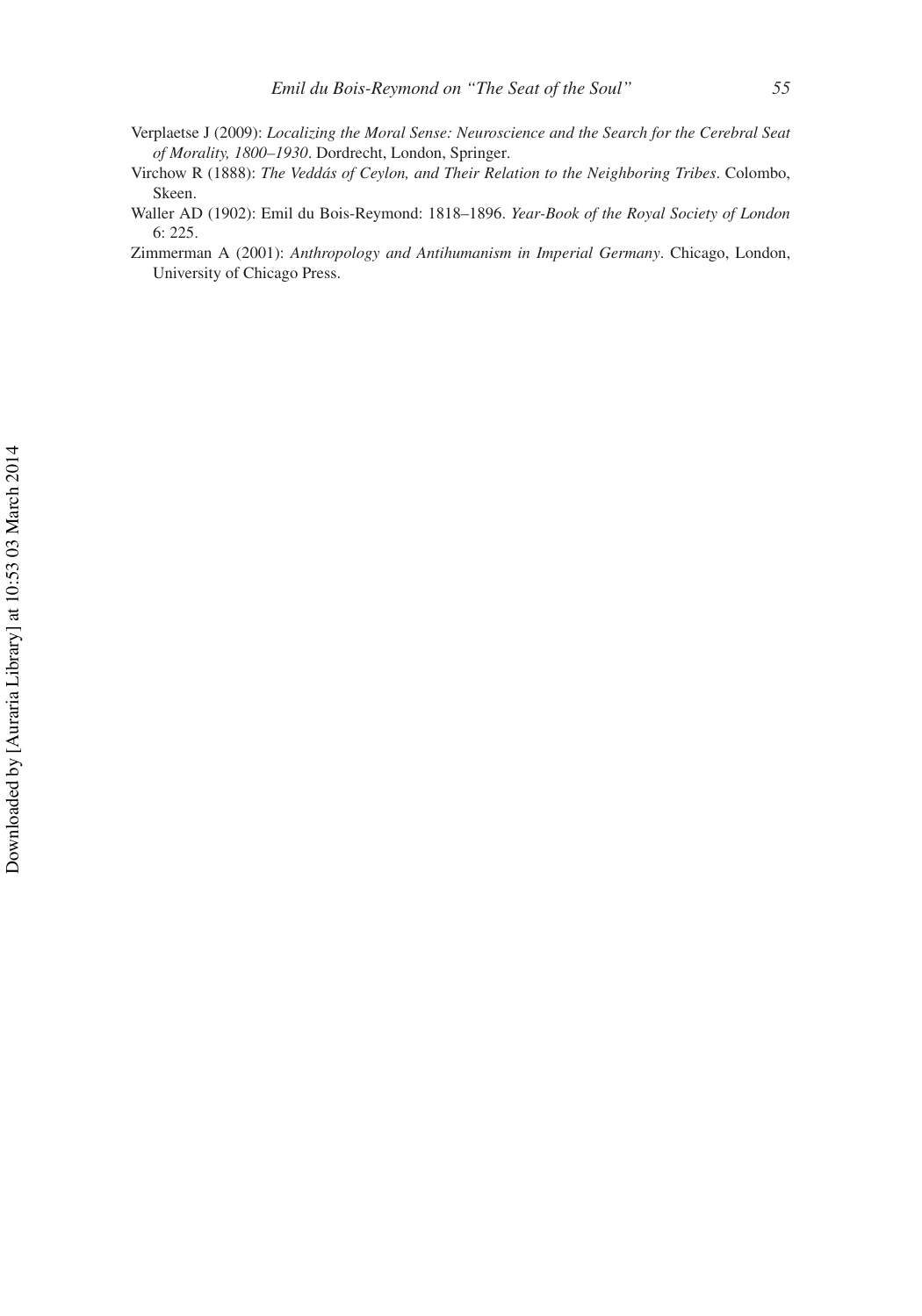Verplaetse J (2009): *Localizing the Moral Sense: Neuroscience and the Search for the Cerebral Seat of Morality, 1800–1930*. Dordrecht, London, Springer.

Virchow R (1888): *The Veddás of Ceylon, and Their Relation to the Neighboring Tribes*. Colombo, Skeen.

Waller AD (1902): Emil du Bois-Reymond: 1818–1896. *Year-Book of the Royal Society of London* 6: 225.

Zimmerman A (2001): *Anthropology and Antihumanism in Imperial Germany*. Chicago, London, University of Chicago Press.